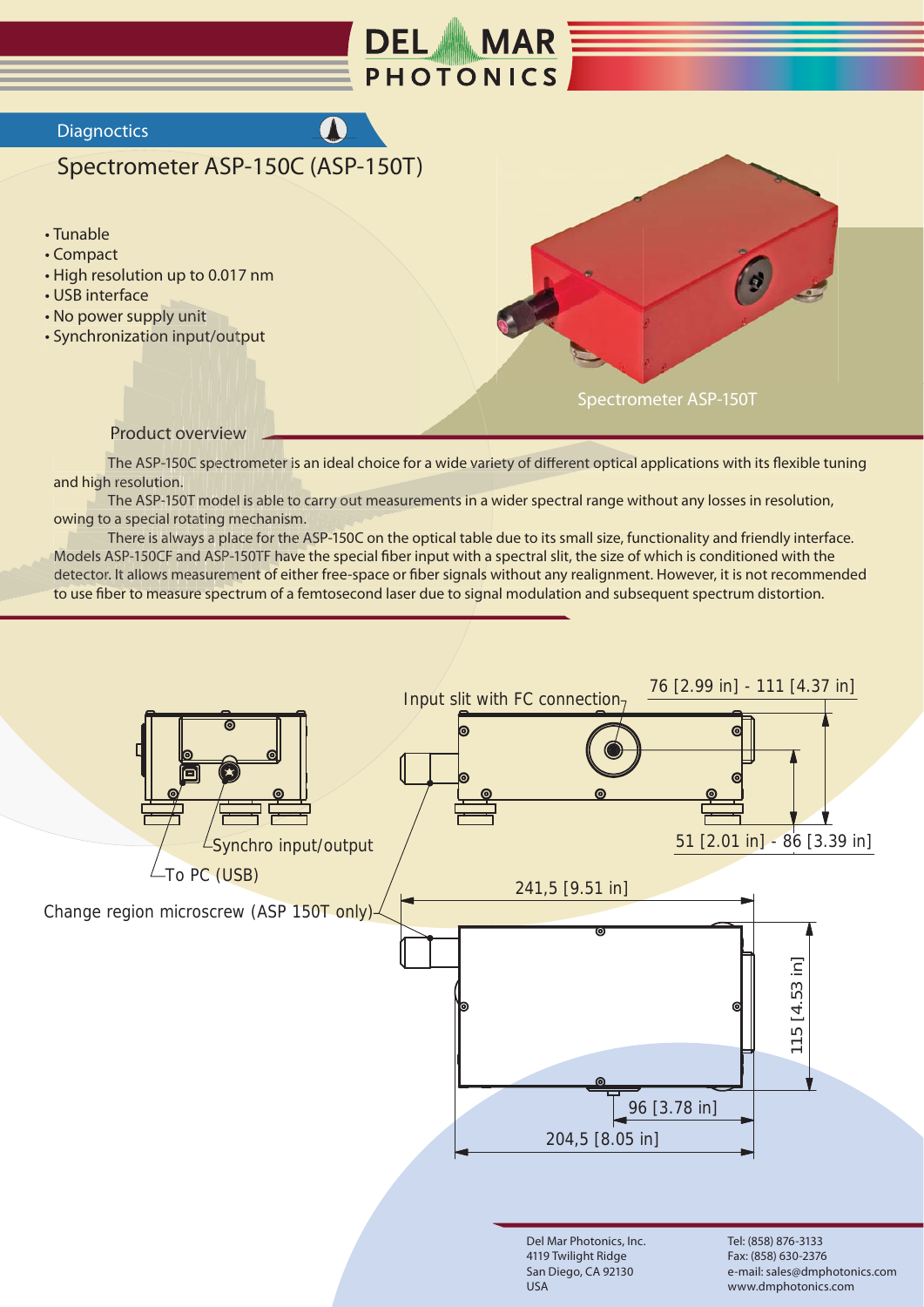DEL MAR PHOTONICS

Diagnoctics

# Spectrometer ASP-150C (ASP-150T)

- Tunable
- Compact
- High resolution up to 0.017 nm
- USB interface
- No power supply unit
- Synchronization input/output

Spectrometer ASP-150T

## Product overview

The ASP-150C spectrometer is an ideal choice for a wide variety of different optical applications with its flexible tuning and high resolution.

The ASP-150T model is able to carry out measurements in a wider spectral range without any losses in resolution, owing to a special rotating mechanism.

There is always a place for the ASP-150C on the optical table due to its small size, functionality and friendly interface. Models ASP-150CF and ASP-150TF have the special fiber input with a spectral slit, the size of which is conditioned with the detector. It allows measurement of either free-space or fiber signals without any realignment. However, it is not recommended to use fiber to measure spectrum of a femtosecond laser due to signal modulation and subsequent spectrum distortion.

Input slit with FC connection

76 [2.99 in] - 111 [4.37 in]

51 [2.01 in] - 86 [3.39 in]

Synchro input/output

To PC (USB)

Change region microscrew (ASP 150T only)

241,5 [9.51 in]

115 [4.53 in]

96 [3.78 in]

204,5 [8.05 in]

Del Mar Photonics, Inc.
4119 Twilight Ridge
San Diego, CA 92130
USA

Tel: (858) 876-3133
Fax: (858) 630-2376
e-mail: sales@dmphotonics.com
www.dmphotonics.com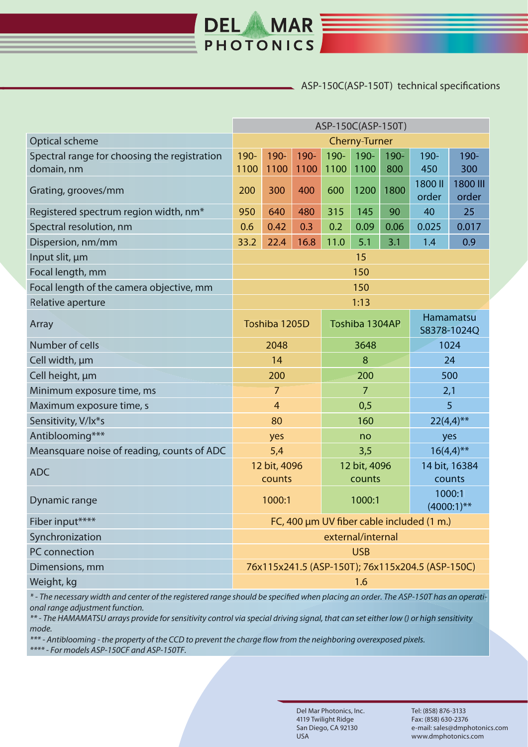ASP-150C(ASP-150T) technical specifications

| | ASP-150C(ASP-150T) | | | | | | | |
|---|---|---|---|---|---|---|---|---|
| Optical scheme | Cherny-Turner | | | | | | | |
| Spectral range for choosing the registration domain, nm | 190-1100 | 190-1100 | 190-1100 | 190-1100 | 190-1100 | 190-800 | 190-450 | 190-300 |
| Grating, grooves/mm | 200 | 300 | 400 | 600 | 1200 | 1800 | 1800 II order | 1800 III order |
| Registered spectrum region width, nm* | 950 | 640 | 480 | 315 | 145 | 90 | 40 | 25 |
| Spectral resolution, nm | 0.6 | 0.42 | 0.3 | 0.2 | 0.09 | 0.06 | 0.025 | 0.017 |
| Dispersion, nm/mm | 33.2 | 22.4 | 16.8 | 11.0 | 5.1 | 3.1 | 1.4 | 0.9 |
| Input slit, µm | 15 | | | | | | | |
| Focal length, mm | 150 | | | | | | | |
| Focal length of the camera objective, mm | 150 | | | | | | | |
| Relative aperture | 1:13 | | | | | | | |
| Array | Toshiba 1205D | | | Toshiba 1304AP | | | Hamamatsu S8378-1024Q | |
| Number of cells | 2048 | | | 3648 | | | 1024 | |
| Cell width, µm | 14 | | | 8 | | | 24 | |
| Cell height, µm | 200 | | | 200 | | | 500 | |
| Minimum exposure time, ms | 7 | | | 7 | | | 2,1 | |
| Maximum exposure time, s | 4 | | | 0,5 | | | 5 | |
| Sensitivity, V/lx*s | 80 | | | 160 | | | 22(4,4)** | |
| Antiblooming*** | yes | | | no | | | yes | |
| Meansquare noise of reading, counts of ADC | 5,4 | | | 3,5 | | | 16(4,4)** | |
| ADC | 12 bit, 4096 counts | | | 12 bit, 4096 counts | | | 14 bit, 16384 counts | |
| Dynamic range | 1000:1 | | | 1000:1 | | | 1000:1 (4000:1)** | |
| Fiber input**** | FC, 400 µm UV fiber cable included (1 m.) | | | | | | | |
| Synchronization | external/internal | | | | | | | |
| PC connection | USB | | | | | | | |
| Dimensions, mm | 76x115x241.5 (ASP-150T); 76x115x204.5 (ASP-150C) | | | | | | | |
| Weight, kg | 1.6 | | | | | | | |

*\* - The necessary width and center of the registered range should be specified when placing an order. The ASP-150T has an operational range adjustment function.*

*\*\* - The HAMAMATSU arrays provide for sensitivity control via special driving signal, that can set either low () or high sensitivity mode.*

*\*\*\* - Antiblooming - the property of the CCD to prevent the charge flow from the neighboring overexposed pixels.*

*\*\*\*\* - For models ASP-150CF and ASP-150TF.*

Del Mar Photonics, Inc.
4119 Twilight Ridge
San Diego, CA 92130
USA

Tel: (858) 876-3133
Fax: (858) 630-2376
e-mail: sales@dmphotonics.com
www.dmphotonics.com